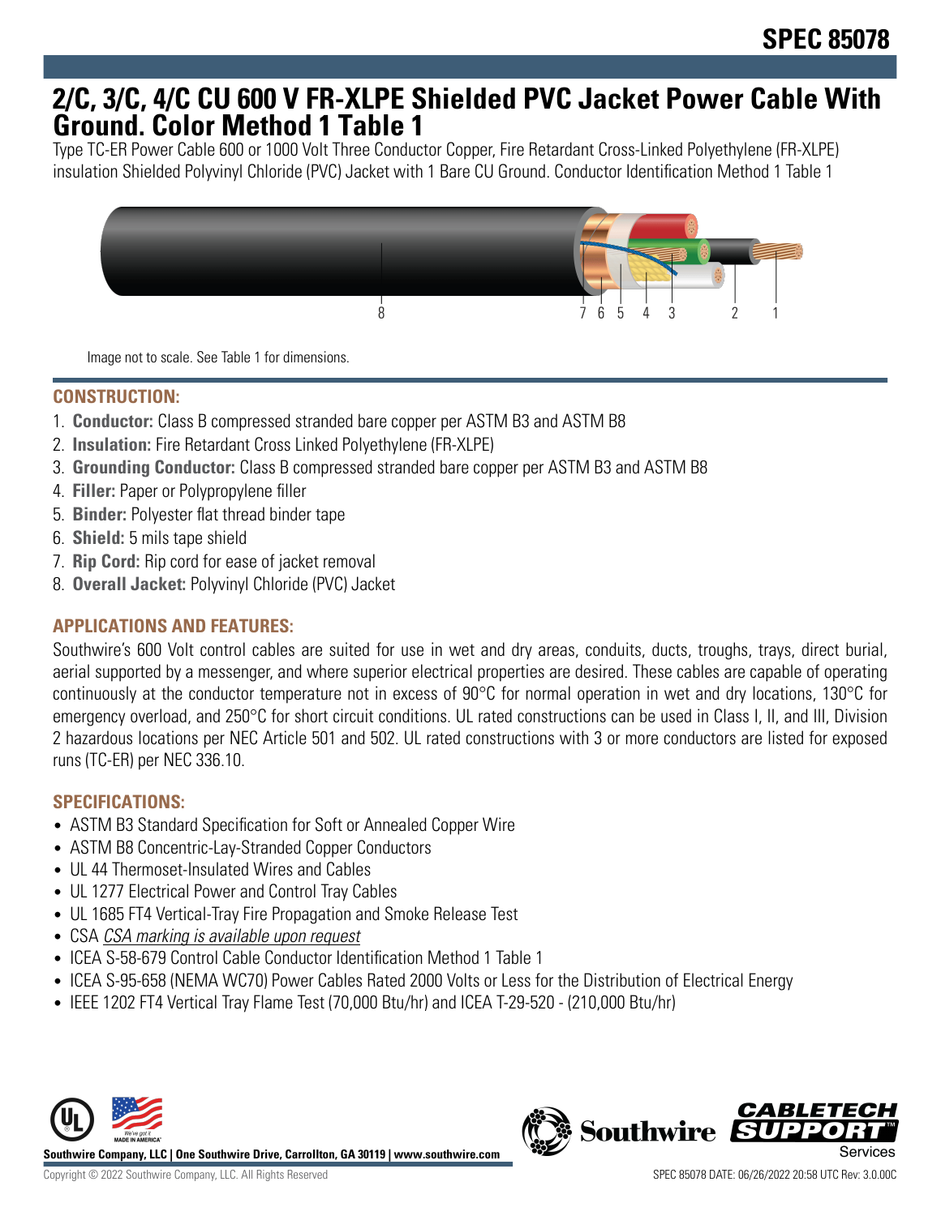# SPEC 85078

## 2/C, 3/C, 4/C CU 600 V FR-XLPE Shielded PVC Jacket Power Cable With Ground. Color Method 1 Table 1

Type TC-ER Power Cable 600 or 1000 Volt Three Conductor Copper, Fire Retardant Cross-Linked Polyethylene (FR-XLPE) insulation Shielded Polyvinyl Chloride (PVC) Jacket with 1 Bare CU Ground. Conductor Identification Method 1 Table 1

Image not to scale. See Table 1 for dimensions.

### CONSTRUCTION:

1. **Conductor:** Class B compressed stranded bare copper per ASTM B3 and ASTM B8
2. **Insulation:** Fire Retardant Cross Linked Polyethylene (FR-XLPE)
3. **Grounding Conductor:** Class B compressed stranded bare copper per ASTM B3 and ASTM B8
4. **Filler:** Paper or Polypropylene filler
5. **Binder:** Polyester flat thread binder tape
6. **Shield:** 5 mils tape shield
7. **Rip Cord:** Rip cord for ease of jacket removal
8. **Overall Jacket:** Polyvinyl Chloride (PVC) Jacket

### APPLICATIONS AND FEATURES:

Southwire's 600 Volt control cables are suited for use in wet and dry areas, conduits, ducts, troughs, trays, direct burial, aerial supported by a messenger, and where superior electrical properties are desired. These cables are capable of operating continuously at the conductor temperature not in excess of 90°C for normal operation in wet and dry locations, 130°C for emergency overload, and 250°C for short circuit conditions. UL rated constructions can be used in Class I, II, and III, Division 2 hazardous locations per NEC Article 501 and 502. UL rated constructions with 3 or more conductors are listed for exposed runs (TC-ER) per NEC 336.10.

### SPECIFICATIONS:

- ASTM B3 Standard Specification for Soft or Annealed Copper Wire
- ASTM B8 Concentric-Lay-Stranded Copper Conductors
- UL 44 Thermoset-Insulated Wires and Cables
- UL 1277 Electrical Power and Control Tray Cables
- UL 1685 FT4 Vertical-Tray Fire Propagation and Smoke Release Test
- CSA *CSA marking is available upon request*
- ICEA S-58-679 Control Cable Conductor Identification Method 1 Table 1
- ICEA S-95-658 (NEMA WC70) Power Cables Rated 2000 Volts or Less for the Distribution of Electrical Energy
- IEEE 1202 FT4 Vertical Tray Flame Test (70,000 Btu/hr) and ICEA T-29-520 - (210,000 Btu/hr)

**Southwire Company, LLC | One Southwire Drive, Carrollton, GA 30119 | www.southwire.com**

Copyright © 2022 Southwire Company, LLC. All Rights Reserved

SPEC 85078 DATE: 06/26/2022 20:58 UTC Rev: 3.0.00C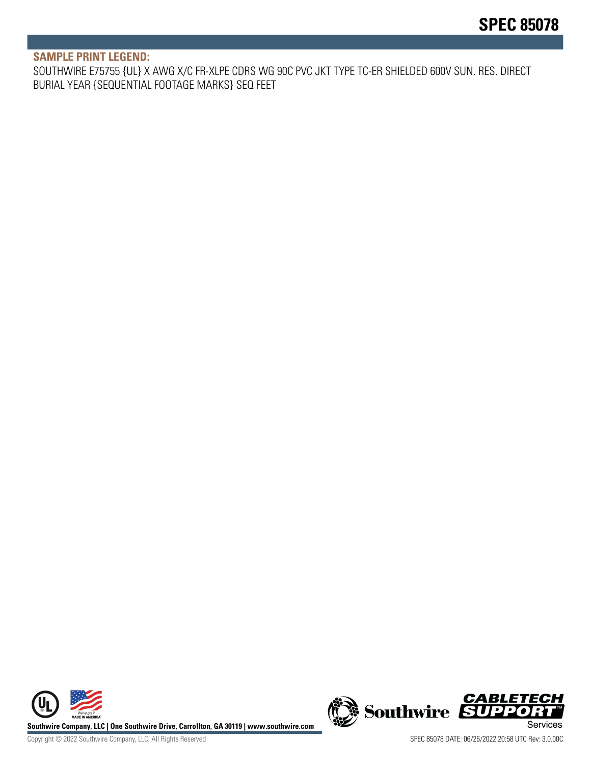### SAMPLE PRINT LEGEND:

SOUTHWIRE E75755 {UL} X AWG X/C FR-XLPE CDRS WG 90C PVC JKT TYPE TC-ER SHIELDED 600V SUN. RES. DIRECT BURIAL YEAR {SEQUENTIAL FOOTAGE MARKS} SEQ FEET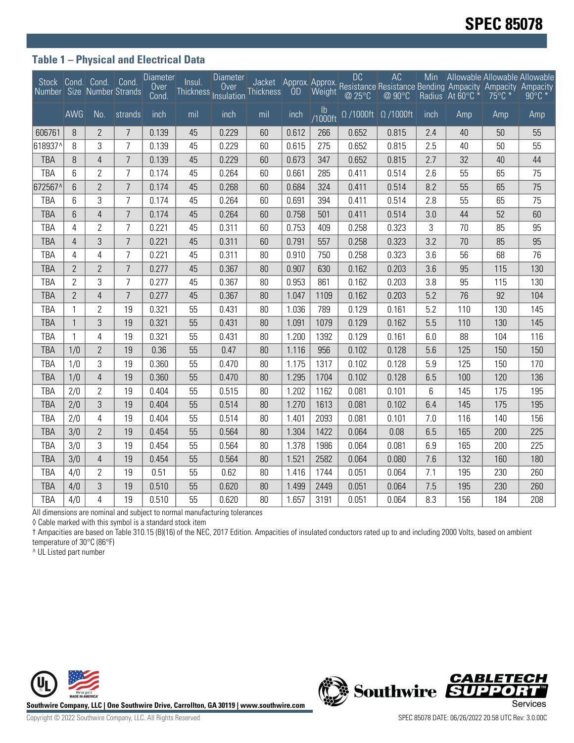## Table 1 – Physical and Electrical Data

| Stock Number | Cond. Size | Cond. Number | Cond. Strands | Diameter Over Cond. | Insul. Thickness | Diameter Over Insulation | Jacket Thickness | Approx. OD | Approx. Weight | DC Resistance @ 25°C | AC Resistance @ 90°C | Min Bending Radius | Allowable Ampacity At 60°C * | Allowable Ampacity 75°C * | Allowable Ampacity 90°C * |
|---|---|---|---|---|---|---|---|---|---|---|---|---|---|---|---|
| | AWG | No. | strands | inch | mil | inch | mil | inch | lb /1000ft | Ω /1000ft | Ω /1000ft | inch | Amp | Amp | Amp |
| 606761 | 8 | 2 | 7 | 0.139 | 45 | 0.229 | 60 | 0.612 | 266 | 0.652 | 0.815 | 2.4 | 40 | 50 | 55 |
| 618937^ | 8 | 3 | 7 | 0.139 | 45 | 0.229 | 60 | 0.615 | 275 | 0.652 | 0.815 | 2.5 | 40 | 50 | 55 |
| TBA | 8 | 4 | 7 | 0.139 | 45 | 0.229 | 60 | 0.673 | 347 | 0.652 | 0.815 | 2.7 | 32 | 40 | 44 |
| TBA | 6 | 2 | 7 | 0.174 | 45 | 0.264 | 60 | 0.661 | 285 | 0.411 | 0.514 | 2.6 | 55 | 65 | 75 |
| 672567^ | 6 | 2 | 7 | 0.174 | 45 | 0.268 | 60 | 0.684 | 324 | 0.411 | 0.514 | 8.2 | 55 | 65 | 75 |
| TBA | 6 | 3 | 7 | 0.174 | 45 | 0.264 | 60 | 0.691 | 394 | 0.411 | 0.514 | 2.8 | 55 | 65 | 75 |
| TBA | 6 | 4 | 7 | 0.174 | 45 | 0.264 | 60 | 0.758 | 501 | 0.411 | 0.514 | 3.0 | 44 | 52 | 60 |
| TBA | 4 | 2 | 7 | 0.221 | 45 | 0.311 | 60 | 0.753 | 409 | 0.258 | 0.323 | 3 | 70 | 85 | 95 |
| TBA | 4 | 3 | 7 | 0.221 | 45 | 0.311 | 60 | 0.791 | 557 | 0.258 | 0.323 | 3.2 | 70 | 85 | 95 |
| TBA | 4 | 4 | 7 | 0.221 | 45 | 0.311 | 80 | 0.910 | 750 | 0.258 | 0.323 | 3.6 | 56 | 68 | 76 |
| TBA | 2 | 2 | 7 | 0.277 | 45 | 0.367 | 80 | 0.907 | 630 | 0.162 | 0.203 | 3.6 | 95 | 115 | 130 |
| TBA | 2 | 3 | 7 | 0.277 | 45 | 0.367 | 80 | 0.953 | 861 | 0.162 | 0.203 | 3.8 | 95 | 115 | 130 |
| TBA | 2 | 4 | 7 | 0.277 | 45 | 0.367 | 80 | 1.047 | 1109 | 0.162 | 0.203 | 5.2 | 76 | 92 | 104 |
| TBA | 1 | 2 | 19 | 0.321 | 55 | 0.431 | 80 | 1.036 | 789 | 0.129 | 0.161 | 5.2 | 110 | 130 | 145 |
| TBA | 1 | 3 | 19 | 0.321 | 55 | 0.431 | 80 | 1.091 | 1079 | 0.129 | 0.162 | 5.5 | 110 | 130 | 145 |
| TBA | 1 | 4 | 19 | 0.321 | 55 | 0.431 | 80 | 1.200 | 1392 | 0.129 | 0.161 | 6.0 | 88 | 104 | 116 |
| TBA | 1/0 | 2 | 19 | 0.36 | 55 | 0.47 | 80 | 1.116 | 956 | 0.102 | 0.128 | 5.6 | 125 | 150 | 150 |
| TBA | 1/0 | 3 | 19 | 0.360 | 55 | 0.470 | 80 | 1.175 | 1317 | 0.102 | 0.128 | 5.9 | 125 | 150 | 170 |
| TBA | 1/0 | 4 | 19 | 0.360 | 55 | 0.470 | 80 | 1.295 | 1704 | 0.102 | 0.128 | 6.5 | 100 | 120 | 136 |
| TBA | 2/0 | 2 | 19 | 0.404 | 55 | 0.515 | 80 | 1.202 | 1162 | 0.081 | 0.101 | 6 | 145 | 175 | 195 |
| TBA | 2/0 | 3 | 19 | 0.404 | 55 | 0.514 | 80 | 1.270 | 1613 | 0.081 | 0.102 | 6.4 | 145 | 175 | 195 |
| TBA | 2/0 | 4 | 19 | 0.404 | 55 | 0.514 | 80 | 1.401 | 2093 | 0.081 | 0.101 | 7.0 | 116 | 140 | 156 |
| TBA | 3/0 | 2 | 19 | 0.454 | 55 | 0.564 | 80 | 1.304 | 1422 | 0.064 | 0.08 | 6.5 | 165 | 200 | 225 |
| TBA | 3/0 | 3 | 19 | 0.454 | 55 | 0.564 | 80 | 1.378 | 1986 | 0.064 | 0.081 | 6.9 | 165 | 200 | 225 |
| TBA | 3/0 | 4 | 19 | 0.454 | 55 | 0.564 | 80 | 1.521 | 2582 | 0.064 | 0.080 | 7.6 | 132 | 160 | 180 |
| TBA | 4/0 | 2 | 19 | 0.51 | 55 | 0.62 | 80 | 1.416 | 1744 | 0.051 | 0.064 | 7.1 | 195 | 230 | 260 |
| TBA | 4/0 | 3 | 19 | 0.510 | 55 | 0.620 | 80 | 1.499 | 2449 | 0.051 | 0.064 | 7.5 | 195 | 230 | 260 |
| TBA | 4/0 | 4 | 19 | 0.510 | 55 | 0.620 | 80 | 1.657 | 3191 | 0.051 | 0.064 | 8.3 | 156 | 184 | 208 |

All dimensions are nominal and subject to normal manufacturing tolerances

◊ Cable marked with this symbol is a standard stock item

† Ampacities are based on Table 310.15 (B)(16) of the NEC, 2017 Edition. Ampacities of insulated conductors rated up to and including 2000 Volts, based on ambient temperature of 30°C (86°F)

^ UL Listed part number

Southwire Company, LLC | One Southwire Drive, Carrollton, GA 30119 | www.southwire.com

Copyright © 2022 Southwire Company, LLC. All Rights Reserved

SPEC 85078 DATE: 06/26/2022 20:58 UTC Rev: 3.0.00C